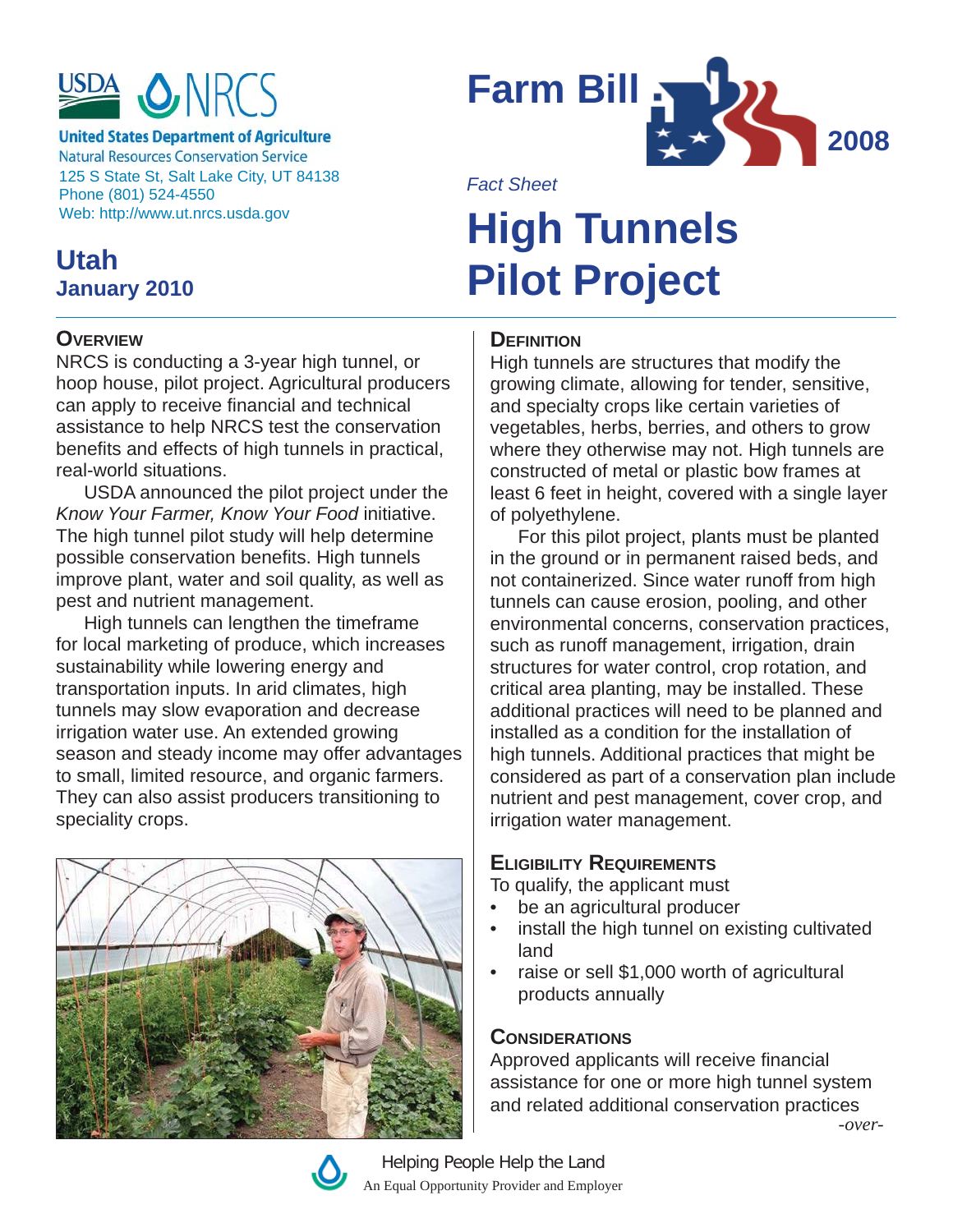USDA NRCS

**United States Department of Agriculture**
Natural Resources Conservation Service
125 S State St, Salt Lake City, UT 84138
Phone (801) 524-4550
Web: http://www.ut.nrcs.usda.gov

## Utah
### January 2010

Farm Bill 2008

*Fact Sheet*

# High Tunnels Pilot Project

## Overview

NRCS is conducting a 3-year high tunnel, or hoop house, pilot project. Agricultural producers can apply to receive financial and technical assistance to help NRCS test the conservation benefits and effects of high tunnels in practical, real-world situations.

USDA announced the pilot project under the *Know Your Farmer, Know Your Food* initiative. The high tunnel pilot study will help determine possible conservation benefits. High tunnels improve plant, water and soil quality, as well as pest and nutrient management.

High tunnels can lengthen the timeframe for local marketing of produce, which increases sustainability while lowering energy and transportation inputs. In arid climates, high tunnels may slow evaporation and decrease irrigation water use. An extended growing season and steady income may offer advantages to small, limited resource, and organic farmers. They can also assist producers transitioning to speciality crops.

## Definition

High tunnels are structures that modify the growing climate, allowing for tender, sensitive, and specialty crops like certain varieties of vegetables, herbs, berries, and others to grow where they otherwise may not. High tunnels are constructed of metal or plastic bow frames at least 6 feet in height, covered with a single layer of polyethylene.

For this pilot project, plants must be planted in the ground or in permanent raised beds, and not containerized. Since water runoff from high tunnels can cause erosion, pooling, and other environmental concerns, conservation practices, such as runoff management, irrigation, drain structures for water control, crop rotation, and critical area planting, may be installed. These additional practices will need to be planned and installed as a condition for the installation of high tunnels. Additional practices that might be considered as part of a conservation plan include nutrient and pest management, cover crop, and irrigation water management.

## Eligibility Requirements

To qualify, the applicant must

- be an agricultural producer
- install the high tunnel on existing cultivated land
- raise or sell $1,000 worth of agricultural products annually

## Considerations

Approved applicants will receive financial assistance for one or more high tunnel system and related additional conservation practices

*-over-*

Helping People Help the Land
An Equal Opportunity Provider and Employer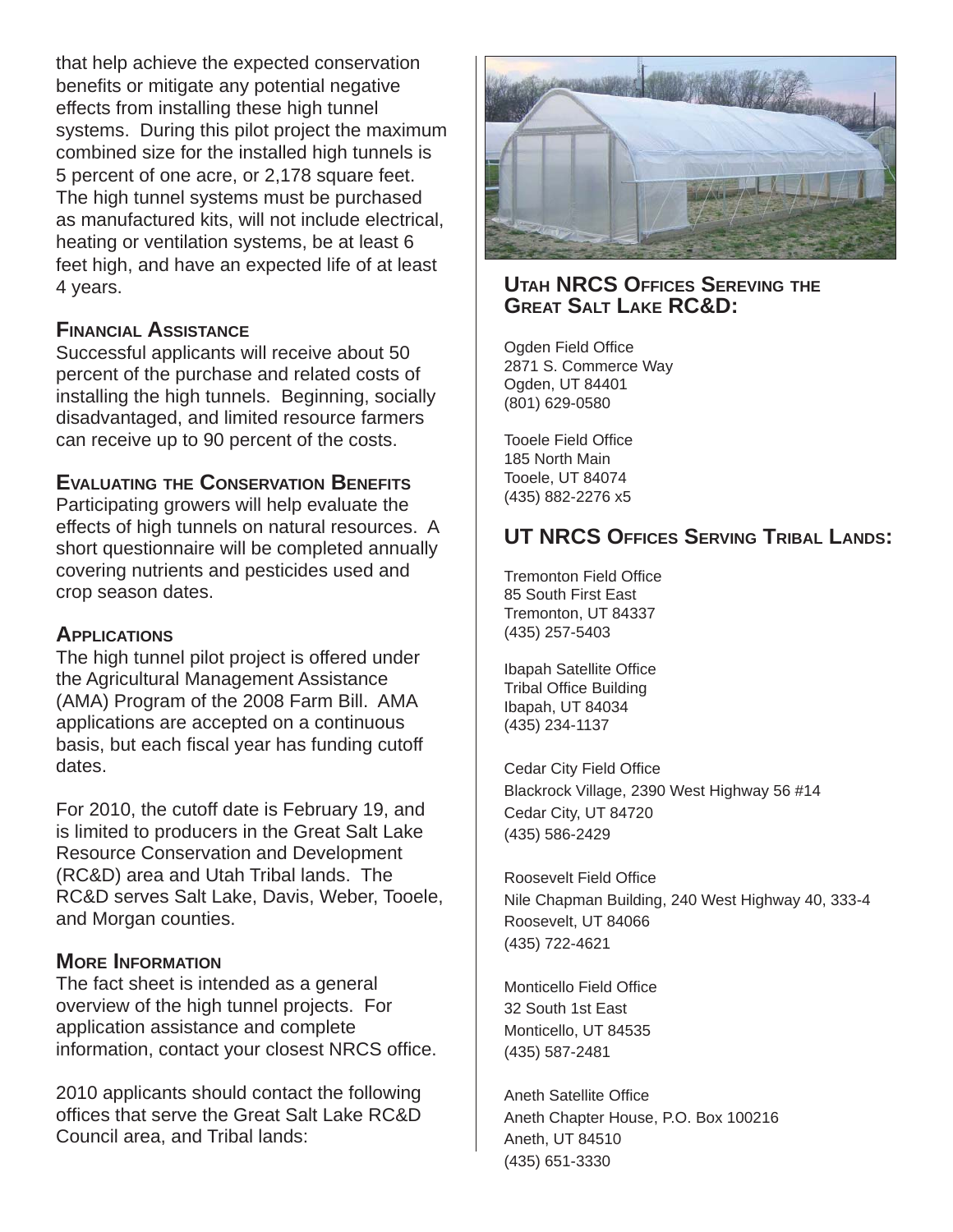that help achieve the expected conservation benefits or mitigate any potential negative effects from installing these high tunnel systems. During this pilot project the maximum combined size for the installed high tunnels is 5 percent of one acre, or 2,178 square feet. The high tunnel systems must be purchased as manufactured kits, will not include electrical, heating or ventilation systems, be at least 6 feet high, and have an expected life of at least 4 years.

### Financial Assistance

Successful applicants will receive about 50 percent of the purchase and related costs of installing the high tunnels. Beginning, socially disadvantaged, and limited resource farmers can receive up to 90 percent of the costs.

### Evaluating the Conservation Benefits

Participating growers will help evaluate the effects of high tunnels on natural resources. A short questionnaire will be completed annually covering nutrients and pesticides used and crop season dates.

### Applications

The high tunnel pilot project is offered under the Agricultural Management Assistance (AMA) Program of the 2008 Farm Bill. AMA applications are accepted on a continuous basis, but each fiscal year has funding cutoff dates.

For 2010, the cutoff date is February 19, and is limited to producers in the Great Salt Lake Resource Conservation and Development (RC&D) area and Utah Tribal lands. The RC&D serves Salt Lake, Davis, Weber, Tooele, and Morgan counties.

### More Information

The fact sheet is intended as a general overview of the high tunnel projects. For application assistance and complete information, contact your closest NRCS office.

2010 applicants should contact the following offices that serve the Great Salt Lake RC&D Council area, and Tribal lands:

### Utah NRCS Offices Sereving the Great Salt Lake RC&D:

Ogden Field Office
2871 S. Commerce Way
Ogden, UT 84401
(801) 629-0580

Tooele Field Office
185 North Main
Tooele, UT 84074
(435) 882-2276 x5

### UT NRCS Offices Serving Tribal Lands:

Tremonton Field Office
85 South First East
Tremonton, UT 84337
(435) 257-5403

Ibapah Satellite Office
Tribal Office Building
Ibapah, UT 84034
(435) 234-1137

Cedar City Field Office
Blackrock Village, 2390 West Highway 56 #14
Cedar City, UT 84720
(435) 586-2429

Roosevelt Field Office
Nile Chapman Building, 240 West Highway 40, 333-4
Roosevelt, UT 84066
(435) 722-4621

Monticello Field Office
32 South 1st East
Monticello, UT 84535
(435) 587-2481

Aneth Satellite Office
Aneth Chapter House, P.O. Box 100216
Aneth, UT 84510
(435) 651-3330